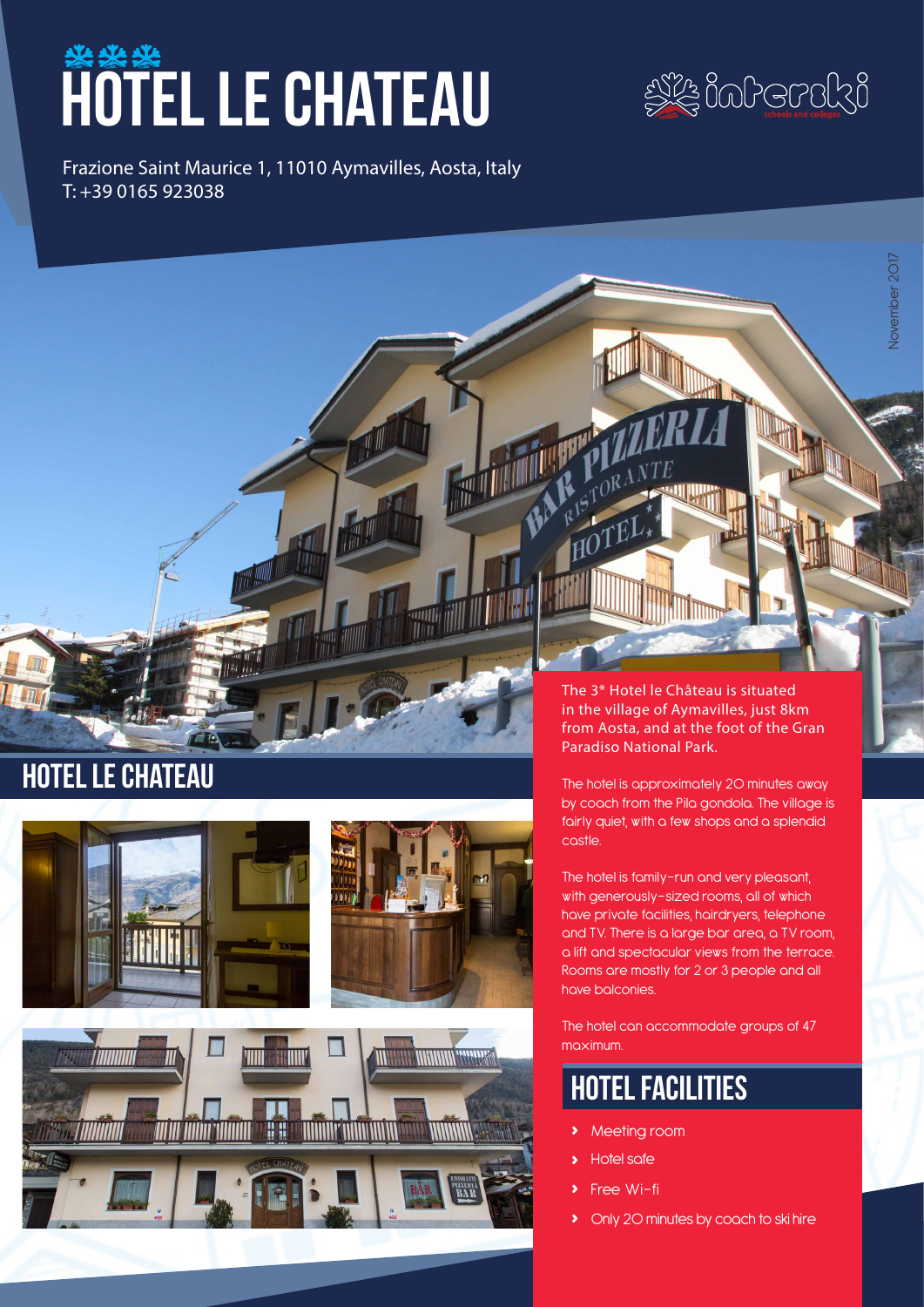# HOTEL LE CHATEAU

Frazione Saint Maurice 1, 11010 Aymavilles, Aosta, Italy
T: +39 0165 923038

November 2017

## HOTEL LE CHATEAU

The 3* Hotel le Château is situated in the village of Aymavilles, just 8km from Aosta, and at the foot of the Gran Paradiso National Park.

The hotel is approximately 20 minutes away by coach from the Pila gondola. The village is fairly quiet, with a few shops and a splendid castle.

The hotel is family-run and very pleasant, with generously-sized rooms, all of which have private facilities, hairdryers, telephone and TV. There is a large bar area, a TV room, a lift and spectacular views from the terrace. Rooms are mostly for 2 or 3 people and all have balconies.

The hotel can accommodate groups of 47 maximum.

## HOTEL FACILITIES

- Meeting room
- Hotel safe
- Free Wi-fi
- Only 20 minutes by coach to ski hire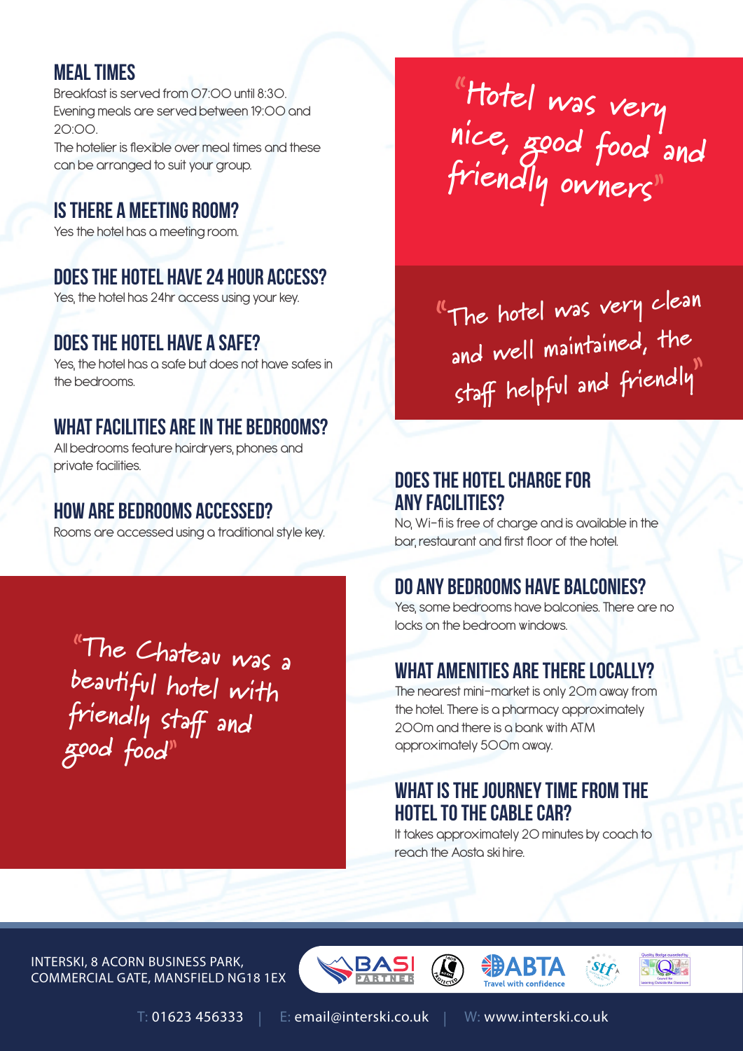## MEAL TIMES

Breakfast is served from 07:00 until 8:30. Evening meals are served between 19:00 and 20:00.
The hotelier is flexible over meal times and these can be arranged to suit your group.

## IS THERE A MEETING ROOM?

Yes the hotel has a meeting room.

## DOES THE HOTEL HAVE 24 HOUR ACCESS?

Yes, the hotel has 24hr access using your key.

## DOES THE HOTEL HAVE A SAFE?

Yes, the hotel has a safe but does not have safes in the bedrooms.

## WHAT FACILITIES ARE IN THE BEDROOMS?

All bedrooms feature hairdryers, phones and private facilities.

## HOW ARE BEDROOMS ACCESSED?

Rooms are accessed using a traditional style key.

"The Chateau was a beautiful hotel with friendly staff and good food"

"Hotel was very nice, good food and friendly owners"

"The hotel was very clean and well maintained, the staff helpful and friendly"

## DOES THE HOTEL CHARGE FOR ANY FACILITIES?

No, Wi-fi is free of charge and is available in the bar, restaurant and first floor of the hotel.

## DO ANY BEDROOMS HAVE BALCONIES?

Yes, some bedrooms have balconies. There are no locks on the bedroom windows.

## WHAT AMENITIES ARE THERE LOCALLY?

The nearest mini-market is only 20m away from the hotel. There is a pharmacy approximately 200m and there is a bank with ATM approximately 500m away.

## WHAT IS THE JOURNEY TIME FROM THE HOTEL TO THE CABLE CAR?

It takes approximately 20 minutes by coach to reach the Aosta ski hire.

INTERSKI, 8 ACORN BUSINESS PARK, COMMERCIAL GATE, MANSFIELD NG18 1EX

T: 01623 456333 | E: email@interski.co.uk | W: www.interski.co.uk